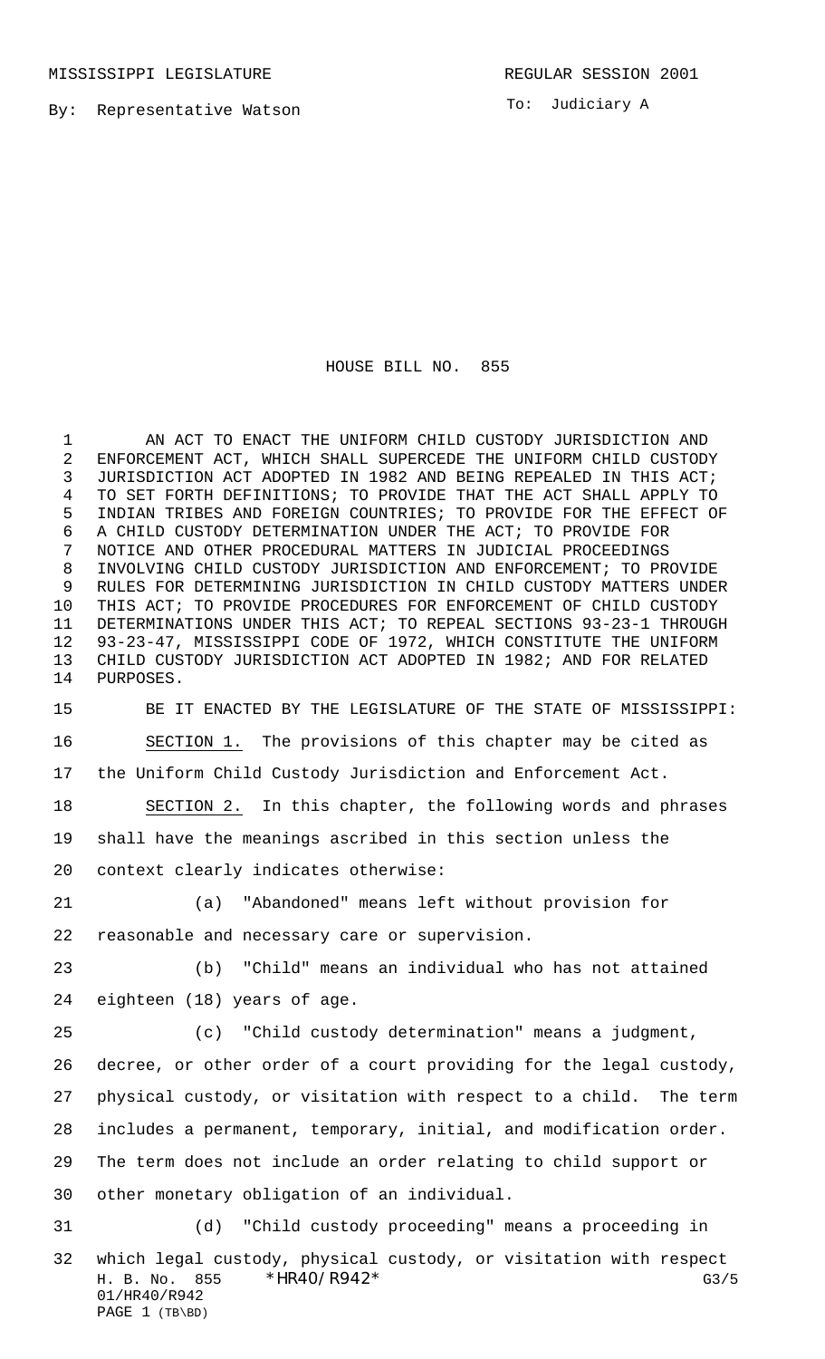MISSISSIPPI LEGISLATURE REGULAR SESSION 2001

By: Representative Watson

To: Judiciary A

# HOUSE BILL NO. 855

AN ACT TO ENACT THE UNIFORM CHILD CUSTODY JURISDICTION AND ENFORCEMENT ACT, WHICH SHALL SUPERCEDE THE UNIFORM CHILD CUSTODY JURISDICTION ACT ADOPTED IN 1982 AND BEING REPEALED IN THIS ACT; TO SET FORTH DEFINITIONS; TO PROVIDE THAT THE ACT SHALL APPLY TO INDIAN TRIBES AND FOREIGN COUNTRIES; TO PROVIDE FOR THE EFFECT OF A CHILD CUSTODY DETERMINATION UNDER THE ACT; TO PROVIDE FOR NOTICE AND OTHER PROCEDURAL MATTERS IN JUDICIAL PROCEEDINGS INVOLVING CHILD CUSTODY JURISDICTION AND ENFORCEMENT; TO PROVIDE RULES FOR DETERMINING JURISDICTION IN CHILD CUSTODY MATTERS UNDER THIS ACT; TO PROVIDE PROCEDURES FOR ENFORCEMENT OF CHILD CUSTODY DETERMINATIONS UNDER THIS ACT; TO REPEAL SECTIONS 93-23-1 THROUGH 93-23-47, MISSISSIPPI CODE OF 1972, WHICH CONSTITUTE THE UNIFORM CHILD CUSTODY JURISDICTION ACT ADOPTED IN 1982; AND FOR RELATED PURPOSES.

BE IT ENACTED BY THE LEGISLATURE OF THE STATE OF MISSISSIPPI:

SECTION 1. The provisions of this chapter may be cited as the Uniform Child Custody Jurisdiction and Enforcement Act.

SECTION 2. In this chapter, the following words and phrases shall have the meanings ascribed in this section unless the context clearly indicates otherwise:

(a) "Abandoned" means left without provision for reasonable and necessary care or supervision.

(b) "Child" means an individual who has not attained eighteen (18) years of age.

(c) "Child custody determination" means a judgment, decree, or other order of a court providing for the legal custody, physical custody, or visitation with respect to a child. The term includes a permanent, temporary, initial, and modification order. The term does not include an order relating to child support or other monetary obligation of an individual.

(d) "Child custody proceeding" means a proceeding in which legal custody, physical custody, or visitation with respect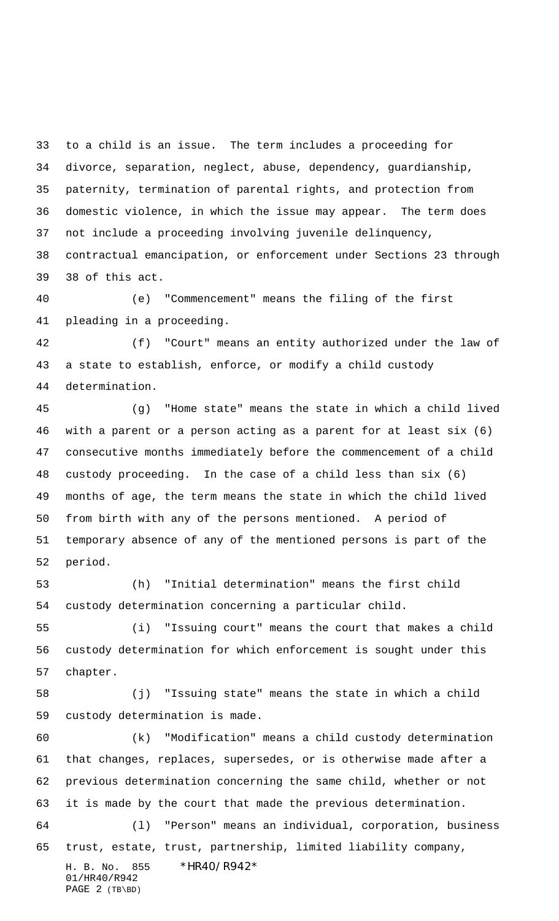to a child is an issue. The term includes a proceeding for divorce, separation, neglect, abuse, dependency, guardianship, paternity, termination of parental rights, and protection from domestic violence, in which the issue may appear. The term does not include a proceeding involving juvenile delinquency, contractual emancipation, or enforcement under Sections 23 through 38 of this act.

(e) "Commencement" means the filing of the first pleading in a proceeding.

(f) "Court" means an entity authorized under the law of a state to establish, enforce, or modify a child custody determination.

(g) "Home state" means the state in which a child lived with a parent or a person acting as a parent for at least six (6) consecutive months immediately before the commencement of a child custody proceeding. In the case of a child less than six (6) months of age, the term means the state in which the child lived from birth with any of the persons mentioned. A period of temporary absence of any of the mentioned persons is part of the period.

(h) "Initial determination" means the first child custody determination concerning a particular child.

(i) "Issuing court" means the court that makes a child custody determination for which enforcement is sought under this chapter.

(j) "Issuing state" means the state in which a child custody determination is made.

(k) "Modification" means a child custody determination that changes, replaces, supersedes, or is otherwise made after a previous determination concerning the same child, whether or not it is made by the court that made the previous determination.

(l) "Person" means an individual, corporation, business trust, estate, trust, partnership, limited liability company,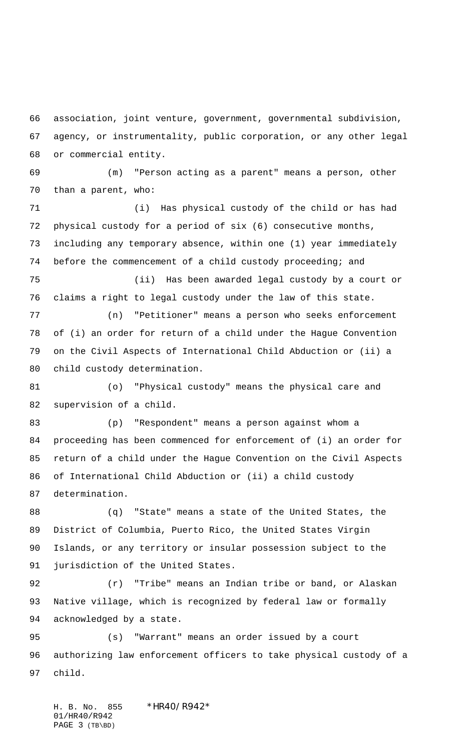association, joint venture, government, governmental subdivision, agency, or instrumentality, public corporation, or any other legal or commercial entity.

(m) "Person acting as a parent" means a person, other than a parent, who:

(i) Has physical custody of the child or has had physical custody for a period of six (6) consecutive months, including any temporary absence, within one (1) year immediately before the commencement of a child custody proceeding; and

(ii) Has been awarded legal custody by a court or claims a right to legal custody under the law of this state.

(n) "Petitioner" means a person who seeks enforcement of (i) an order for return of a child under the Hague Convention on the Civil Aspects of International Child Abduction or (ii) a child custody determination.

(o) "Physical custody" means the physical care and supervision of a child.

(p) "Respondent" means a person against whom a proceeding has been commenced for enforcement of (i) an order for return of a child under the Hague Convention on the Civil Aspects of International Child Abduction or (ii) a child custody determination.

(q) "State" means a state of the United States, the District of Columbia, Puerto Rico, the United States Virgin Islands, or any territory or insular possession subject to the jurisdiction of the United States.

(r) "Tribe" means an Indian tribe or band, or Alaskan Native village, which is recognized by federal law or formally acknowledged by a state.

(s) "Warrant" means an order issued by a court authorizing law enforcement officers to take physical custody of a child.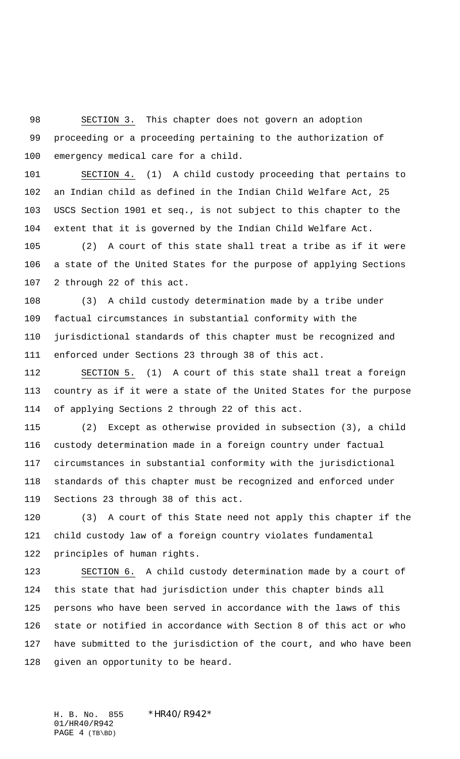SECTION 3. This chapter does not govern an adoption proceeding or a proceeding pertaining to the authorization of emergency medical care for a child.

SECTION 4. (1) A child custody proceeding that pertains to an Indian child as defined in the Indian Child Welfare Act, 25 USCS Section 1901 et seq., is not subject to this chapter to the extent that it is governed by the Indian Child Welfare Act.

(2) A court of this state shall treat a tribe as if it were a state of the United States for the purpose of applying Sections 2 through 22 of this act.

(3) A child custody determination made by a tribe under factual circumstances in substantial conformity with the jurisdictional standards of this chapter must be recognized and enforced under Sections 23 through 38 of this act.

SECTION 5. (1) A court of this state shall treat a foreign country as if it were a state of the United States for the purpose of applying Sections 2 through 22 of this act.

(2) Except as otherwise provided in subsection (3), a child custody determination made in a foreign country under factual circumstances in substantial conformity with the jurisdictional standards of this chapter must be recognized and enforced under Sections 23 through 38 of this act.

(3) A court of this State need not apply this chapter if the child custody law of a foreign country violates fundamental principles of human rights.

SECTION 6. A child custody determination made by a court of this state that had jurisdiction under this chapter binds all persons who have been served in accordance with the laws of this state or notified in accordance with Section 8 of this act or who have submitted to the jurisdiction of the court, and who have been given an opportunity to be heard.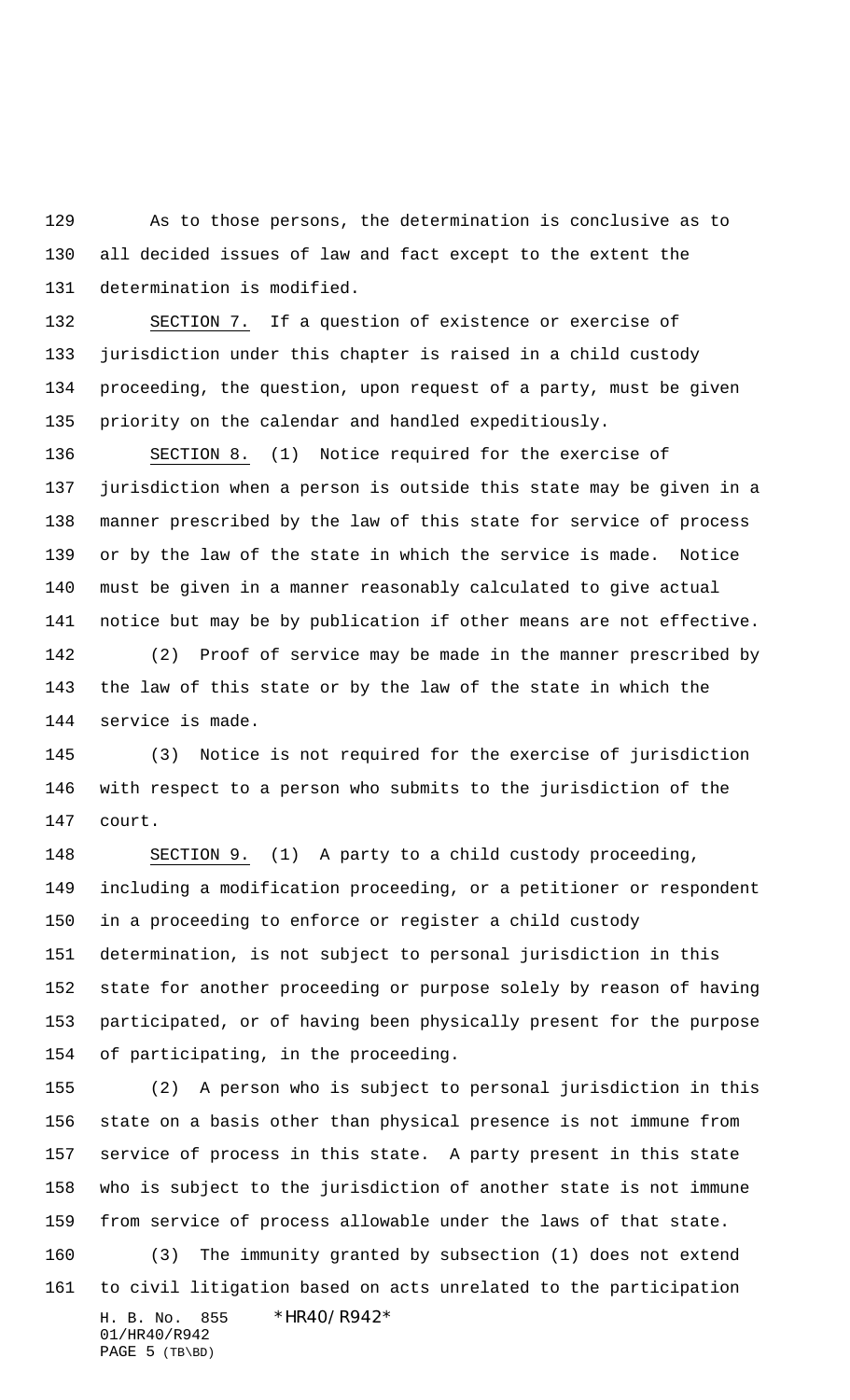As to those persons, the determination is conclusive as to all decided issues of law and fact except to the extent the determination is modified.

SECTION 7. If a question of existence or exercise of jurisdiction under this chapter is raised in a child custody proceeding, the question, upon request of a party, must be given priority on the calendar and handled expeditiously.

SECTION 8. (1) Notice required for the exercise of jurisdiction when a person is outside this state may be given in a manner prescribed by the law of this state for service of process or by the law of the state in which the service is made. Notice must be given in a manner reasonably calculated to give actual notice but may be by publication if other means are not effective.

(2) Proof of service may be made in the manner prescribed by the law of this state or by the law of the state in which the service is made.

(3) Notice is not required for the exercise of jurisdiction with respect to a person who submits to the jurisdiction of the court.

SECTION 9. (1) A party to a child custody proceeding, including a modification proceeding, or a petitioner or respondent in a proceeding to enforce or register a child custody determination, is not subject to personal jurisdiction in this state for another proceeding or purpose solely by reason of having participated, or of having been physically present for the purpose of participating, in the proceeding.

(2) A person who is subject to personal jurisdiction in this state on a basis other than physical presence is not immune from service of process in this state. A party present in this state who is subject to the jurisdiction of another state is not immune from service of process allowable under the laws of that state.

(3) The immunity granted by subsection (1) does not extend to civil litigation based on acts unrelated to the participation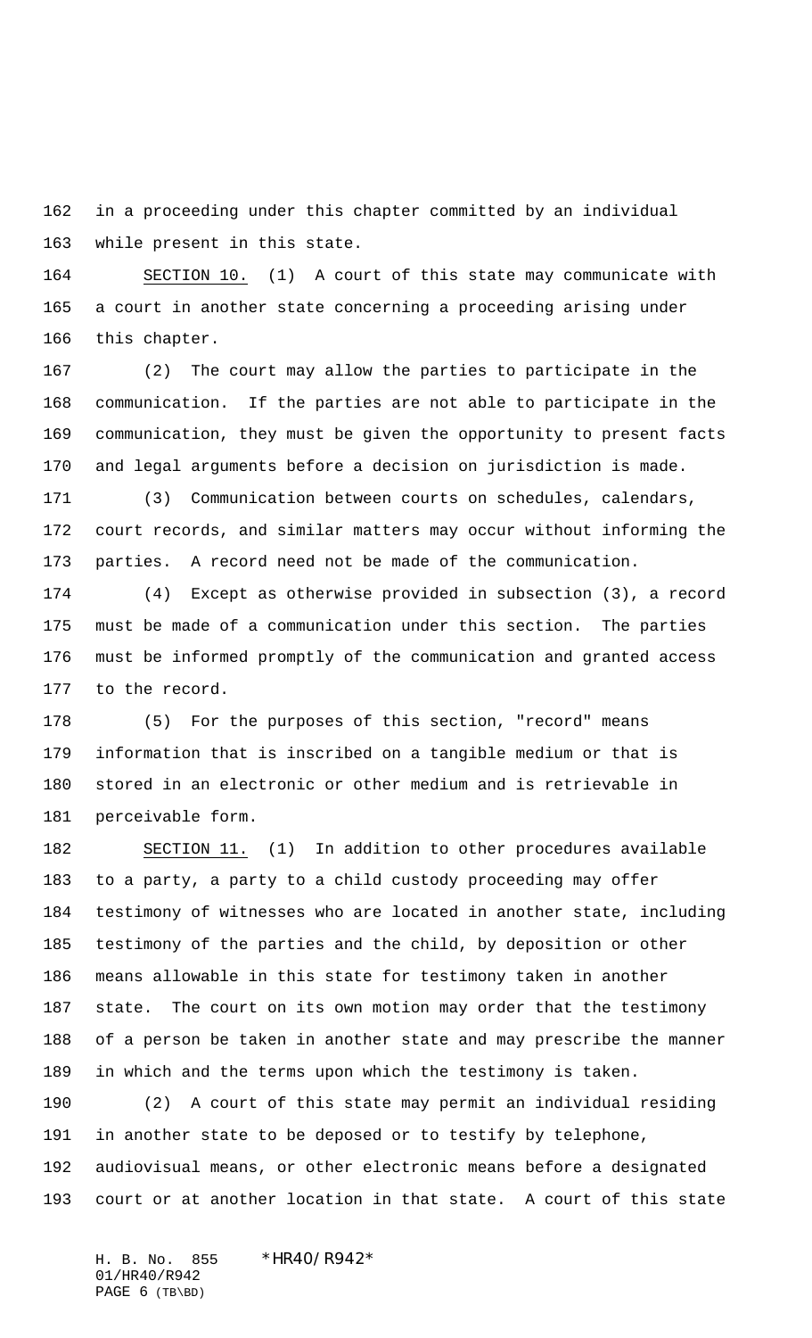in a proceeding under this chapter committed by an individual while present in this state.

SECTION 10. (1) A court of this state may communicate with a court in another state concerning a proceeding arising under this chapter.

(2) The court may allow the parties to participate in the communication. If the parties are not able to participate in the communication, they must be given the opportunity to present facts and legal arguments before a decision on jurisdiction is made.

(3) Communication between courts on schedules, calendars, court records, and similar matters may occur without informing the parties. A record need not be made of the communication.

(4) Except as otherwise provided in subsection (3), a record must be made of a communication under this section. The parties must be informed promptly of the communication and granted access to the record.

(5) For the purposes of this section, "record" means information that is inscribed on a tangible medium or that is stored in an electronic or other medium and is retrievable in perceivable form.

SECTION 11. (1) In addition to other procedures available to a party, a party to a child custody proceeding may offer testimony of witnesses who are located in another state, including testimony of the parties and the child, by deposition or other means allowable in this state for testimony taken in another state. The court on its own motion may order that the testimony of a person be taken in another state and may prescribe the manner in which and the terms upon which the testimony is taken.

(2) A court of this state may permit an individual residing in another state to be deposed or to testify by telephone, audiovisual means, or other electronic means before a designated court or at another location in that state. A court of this state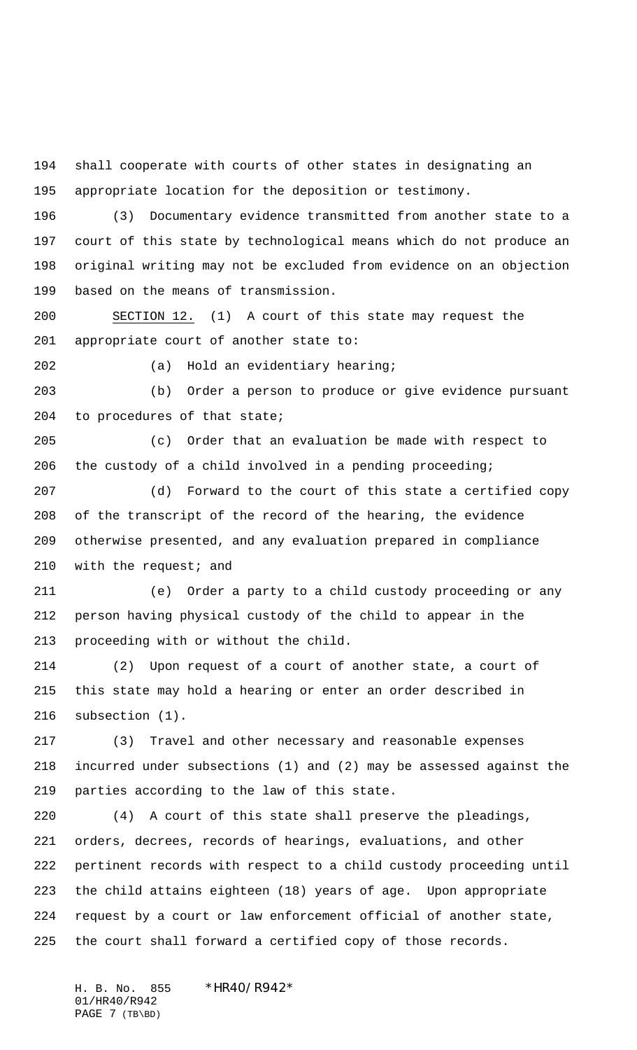shall cooperate with courts of other states in designating an appropriate location for the deposition or testimony.

(3) Documentary evidence transmitted from another state to a court of this state by technological means which do not produce an original writing may not be excluded from evidence on an objection based on the means of transmission.

SECTION 12. (1) A court of this state may request the appropriate court of another state to:

(a) Hold an evidentiary hearing;

(b) Order a person to produce or give evidence pursuant to procedures of that state;

(c) Order that an evaluation be made with respect to the custody of a child involved in a pending proceeding;

(d) Forward to the court of this state a certified copy of the transcript of the record of the hearing, the evidence otherwise presented, and any evaluation prepared in compliance with the request; and

(e) Order a party to a child custody proceeding or any person having physical custody of the child to appear in the proceeding with or without the child.

(2) Upon request of a court of another state, a court of this state may hold a hearing or enter an order described in subsection (1).

(3) Travel and other necessary and reasonable expenses incurred under subsections (1) and (2) may be assessed against the parties according to the law of this state.

(4) A court of this state shall preserve the pleadings, orders, decrees, records of hearings, evaluations, and other pertinent records with respect to a child custody proceeding until the child attains eighteen (18) years of age. Upon appropriate request by a court or law enforcement official of another state, the court shall forward a certified copy of those records.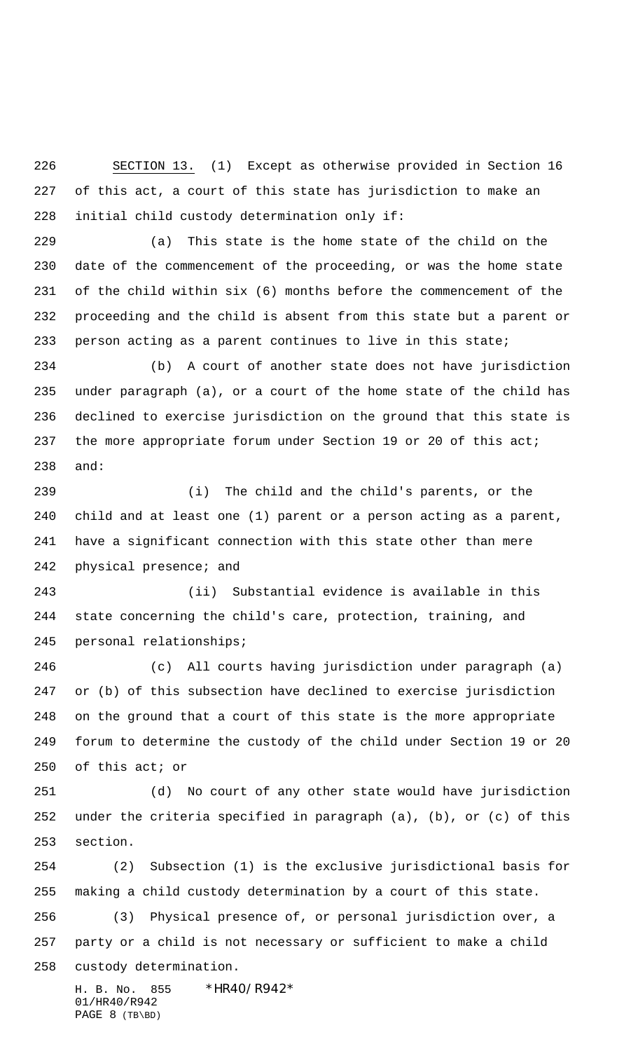SECTION 13. (1) Except as otherwise provided in Section 16 of this act, a court of this state has jurisdiction to make an initial child custody determination only if:

(a) This state is the home state of the child on the date of the commencement of the proceeding, or was the home state of the child within six (6) months before the commencement of the proceeding and the child is absent from this state but a parent or person acting as a parent continues to live in this state;

(b) A court of another state does not have jurisdiction under paragraph (a), or a court of the home state of the child has declined to exercise jurisdiction on the ground that this state is the more appropriate forum under Section 19 or 20 of this act; and:

(i) The child and the child's parents, or the child and at least one (1) parent or a person acting as a parent, have a significant connection with this state other than mere physical presence; and

(ii) Substantial evidence is available in this state concerning the child's care, protection, training, and personal relationships;

(c) All courts having jurisdiction under paragraph (a) or (b) of this subsection have declined to exercise jurisdiction on the ground that a court of this state is the more appropriate forum to determine the custody of the child under Section 19 or 20 of this act; or

(d) No court of any other state would have jurisdiction under the criteria specified in paragraph (a), (b), or (c) of this section.

(2) Subsection (1) is the exclusive jurisdictional basis for making a child custody determination by a court of this state.

(3) Physical presence of, or personal jurisdiction over, a party or a child is not necessary or sufficient to make a child custody determination.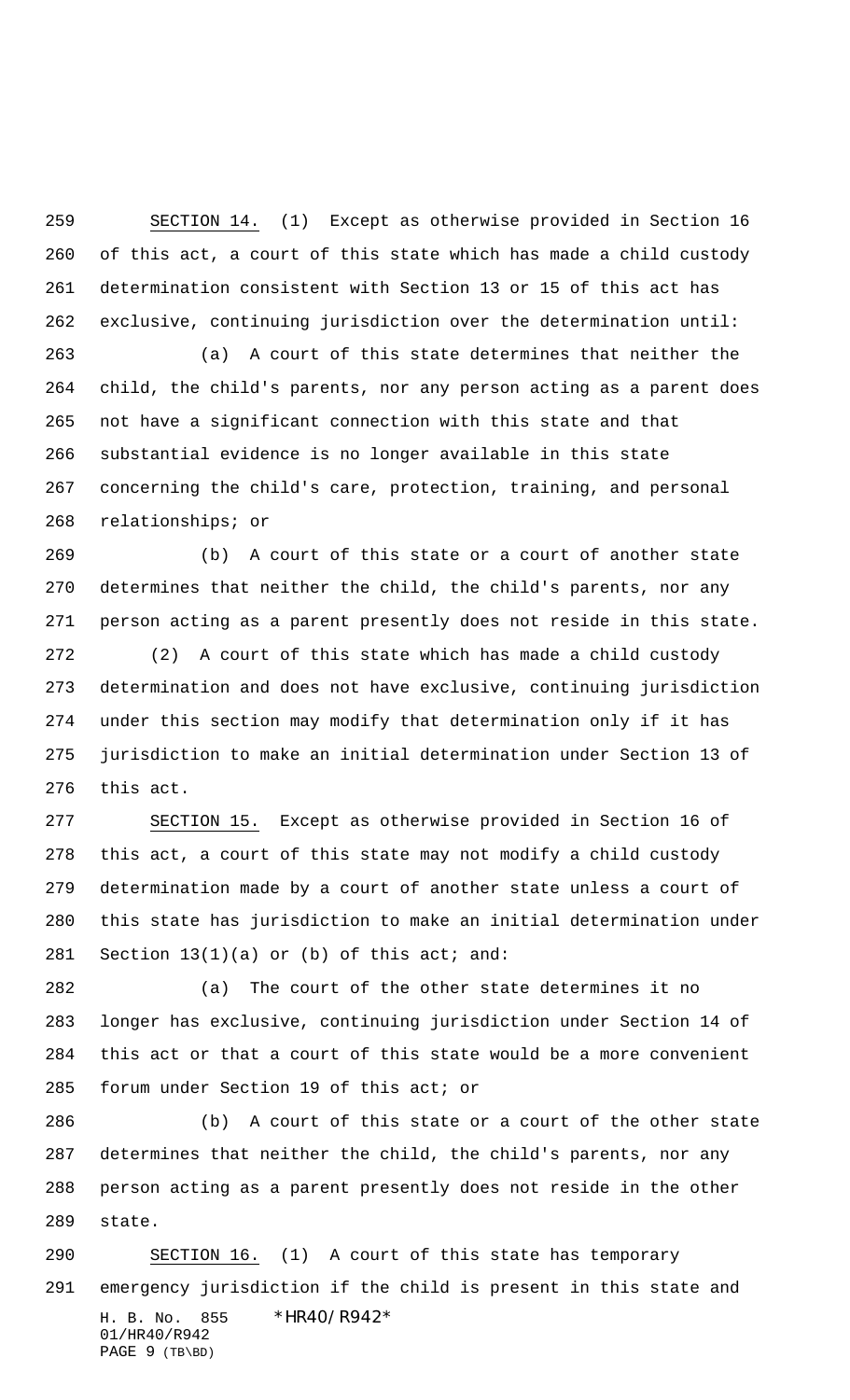SECTION 14. (1) Except as otherwise provided in Section 16 of this act, a court of this state which has made a child custody determination consistent with Section 13 or 15 of this act has exclusive, continuing jurisdiction over the determination until:

(a) A court of this state determines that neither the child, the child's parents, nor any person acting as a parent does not have a significant connection with this state and that substantial evidence is no longer available in this state concerning the child's care, protection, training, and personal relationships; or

(b) A court of this state or a court of another state determines that neither the child, the child's parents, nor any person acting as a parent presently does not reside in this state.

(2) A court of this state which has made a child custody determination and does not have exclusive, continuing jurisdiction under this section may modify that determination only if it has jurisdiction to make an initial determination under Section 13 of this act.

SECTION 15. Except as otherwise provided in Section 16 of this act, a court of this state may not modify a child custody determination made by a court of another state unless a court of this state has jurisdiction to make an initial determination under Section 13(1)(a) or (b) of this act; and:

(a) The court of the other state determines it no longer has exclusive, continuing jurisdiction under Section 14 of this act or that a court of this state would be a more convenient forum under Section 19 of this act; or

(b) A court of this state or a court of the other state determines that neither the child, the child's parents, nor any person acting as a parent presently does not reside in the other state.

SECTION 16. (1) A court of this state has temporary emergency jurisdiction if the child is present in this state and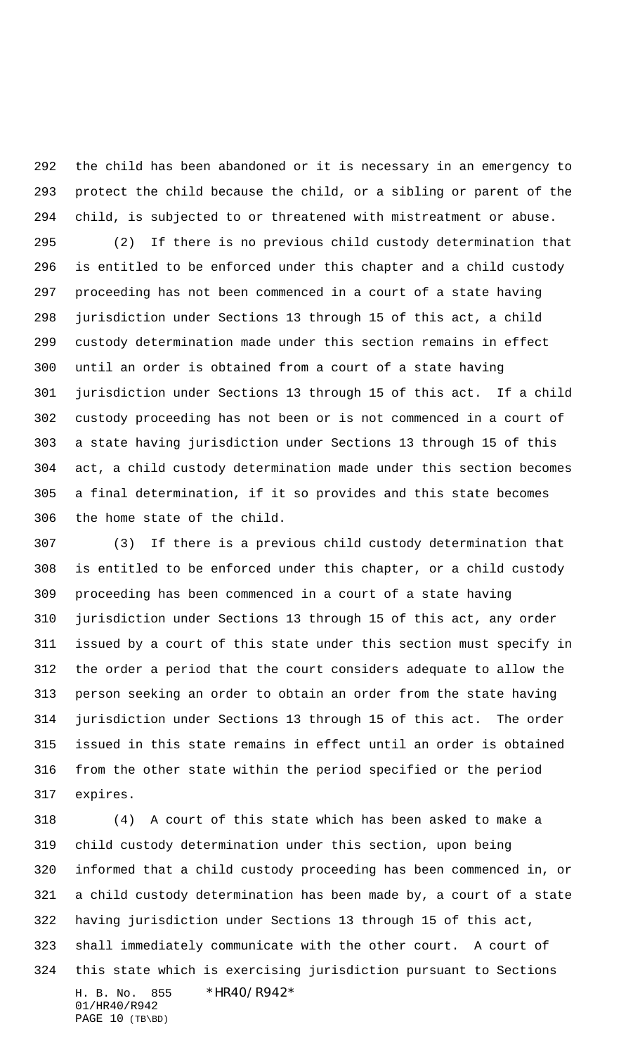the child has been abandoned or it is necessary in an emergency to protect the child because the child, or a sibling or parent of the child, is subjected to or threatened with mistreatment or abuse.

(2) If there is no previous child custody determination that is entitled to be enforced under this chapter and a child custody proceeding has not been commenced in a court of a state having jurisdiction under Sections 13 through 15 of this act, a child custody determination made under this section remains in effect until an order is obtained from a court of a state having jurisdiction under Sections 13 through 15 of this act. If a child custody proceeding has not been or is not commenced in a court of a state having jurisdiction under Sections 13 through 15 of this act, a child custody determination made under this section becomes a final determination, if it so provides and this state becomes the home state of the child.

(3) If there is a previous child custody determination that is entitled to be enforced under this chapter, or a child custody proceeding has been commenced in a court of a state having jurisdiction under Sections 13 through 15 of this act, any order issued by a court of this state under this section must specify in the order a period that the court considers adequate to allow the person seeking an order to obtain an order from the state having jurisdiction under Sections 13 through 15 of this act. The order issued in this state remains in effect until an order is obtained from the other state within the period specified or the period expires.

(4) A court of this state which has been asked to make a child custody determination under this section, upon being informed that a child custody proceeding has been commenced in, or a child custody determination has been made by, a court of a state having jurisdiction under Sections 13 through 15 of this act, shall immediately communicate with the other court. A court of this state which is exercising jurisdiction pursuant to Sections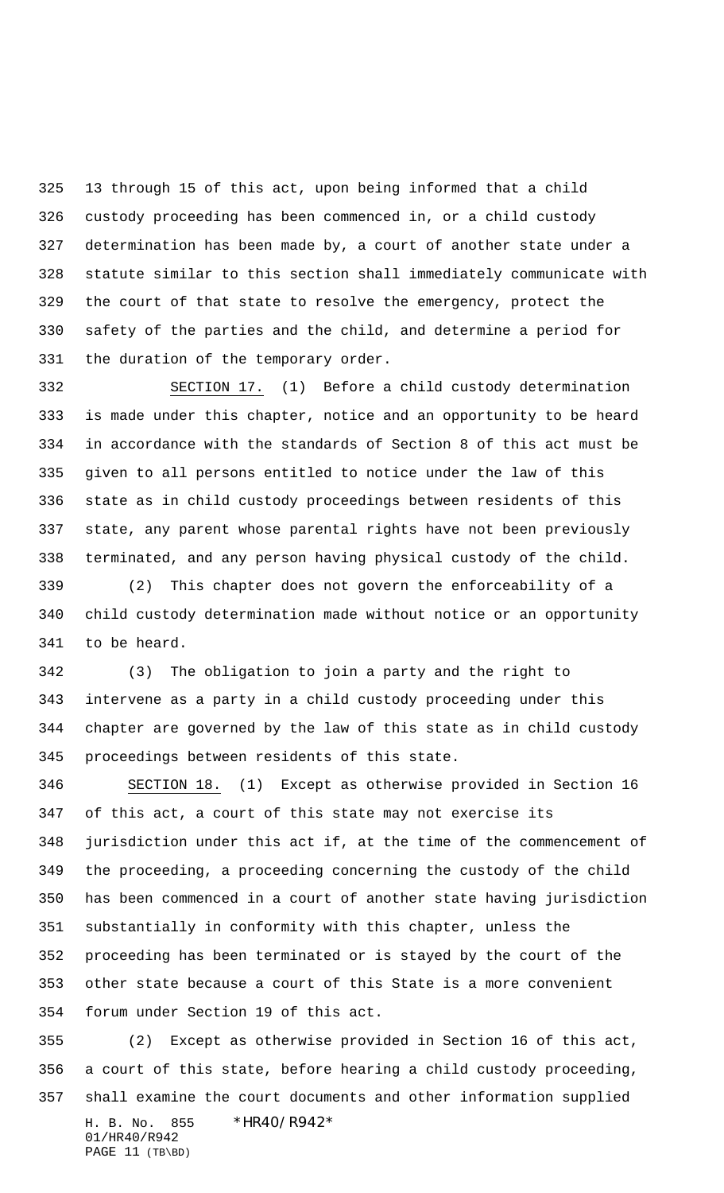13 through 15 of this act, upon being informed that a child custody proceeding has been commenced in, or a child custody determination has been made by, a court of another state under a statute similar to this section shall immediately communicate with the court of that state to resolve the emergency, protect the safety of the parties and the child, and determine a period for the duration of the temporary order.

SECTION 17. (1) Before a child custody determination is made under this chapter, notice and an opportunity to be heard in accordance with the standards of Section 8 of this act must be given to all persons entitled to notice under the law of this state as in child custody proceedings between residents of this state, any parent whose parental rights have not been previously terminated, and any person having physical custody of the child.

(2) This chapter does not govern the enforceability of a child custody determination made without notice or an opportunity to be heard.

(3) The obligation to join a party and the right to intervene as a party in a child custody proceeding under this chapter are governed by the law of this state as in child custody proceedings between residents of this state.

SECTION 18. (1) Except as otherwise provided in Section 16 of this act, a court of this state may not exercise its jurisdiction under this act if, at the time of the commencement of the proceeding, a proceeding concerning the custody of the child has been commenced in a court of another state having jurisdiction substantially in conformity with this chapter, unless the proceeding has been terminated or is stayed by the court of the other state because a court of this State is a more convenient forum under Section 19 of this act.

(2) Except as otherwise provided in Section 16 of this act, a court of this state, before hearing a child custody proceeding, shall examine the court documents and other information supplied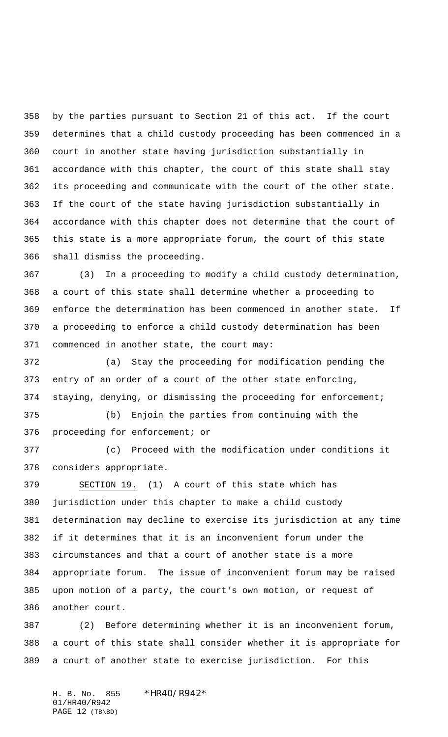by the parties pursuant to Section 21 of this act. If the court determines that a child custody proceeding has been commenced in a court in another state having jurisdiction substantially in accordance with this chapter, the court of this state shall stay its proceeding and communicate with the court of the other state. If the court of the state having jurisdiction substantially in accordance with this chapter does not determine that the court of this state is a more appropriate forum, the court of this state shall dismiss the proceeding.

(3) In a proceeding to modify a child custody determination, a court of this state shall determine whether a proceeding to enforce the determination has been commenced in another state. If a proceeding to enforce a child custody determination has been commenced in another state, the court may:

(a) Stay the proceeding for modification pending the entry of an order of a court of the other state enforcing, staying, denying, or dismissing the proceeding for enforcement;

(b) Enjoin the parties from continuing with the proceeding for enforcement; or

(c) Proceed with the modification under conditions it considers appropriate.

SECTION 19. (1) A court of this state which has jurisdiction under this chapter to make a child custody determination may decline to exercise its jurisdiction at any time if it determines that it is an inconvenient forum under the circumstances and that a court of another state is a more appropriate forum. The issue of inconvenient forum may be raised upon motion of a party, the court's own motion, or request of another court.

(2) Before determining whether it is an inconvenient forum, a court of this state shall consider whether it is appropriate for a court of another state to exercise jurisdiction. For this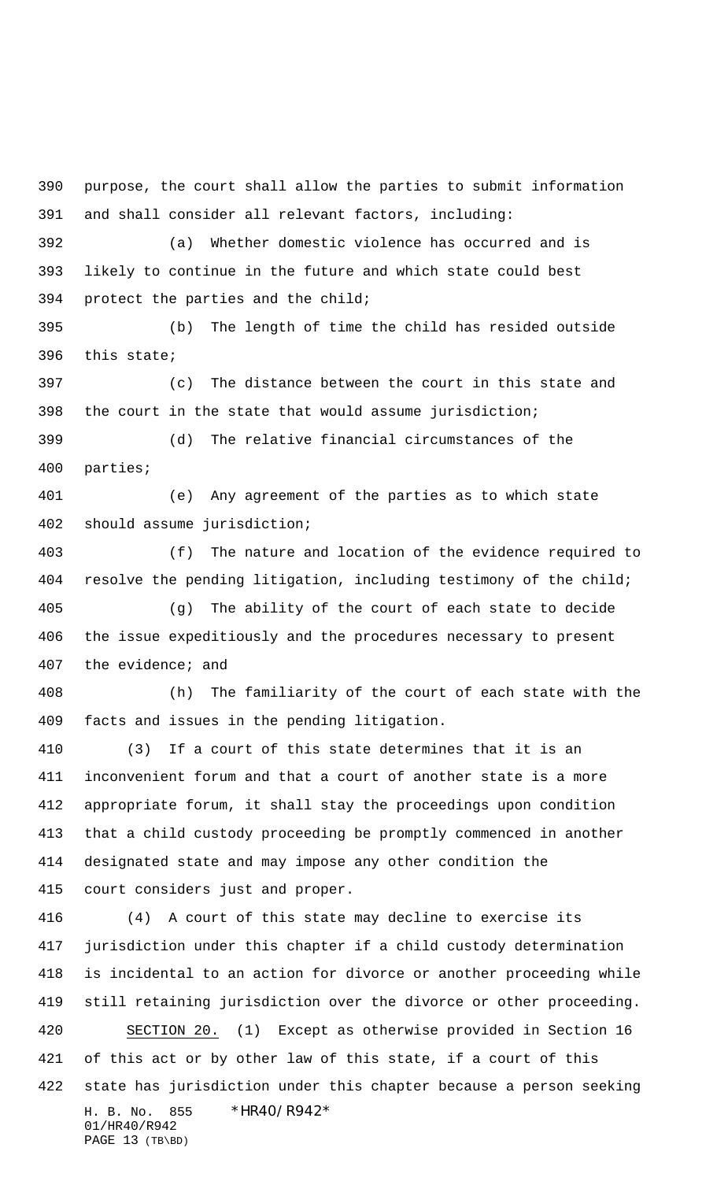purpose, the court shall allow the parties to submit information and shall consider all relevant factors, including:

(a) Whether domestic violence has occurred and is likely to continue in the future and which state could best protect the parties and the child;

(b) The length of time the child has resided outside this state;

(c) The distance between the court in this state and the court in the state that would assume jurisdiction;

(d) The relative financial circumstances of the parties;

(e) Any agreement of the parties as to which state should assume jurisdiction;

(f) The nature and location of the evidence required to resolve the pending litigation, including testimony of the child;

(g) The ability of the court of each state to decide the issue expeditiously and the procedures necessary to present the evidence; and

(h) The familiarity of the court of each state with the facts and issues in the pending litigation.

(3) If a court of this state determines that it is an inconvenient forum and that a court of another state is a more appropriate forum, it shall stay the proceedings upon condition that a child custody proceeding be promptly commenced in another designated state and may impose any other condition the court considers just and proper.

(4) A court of this state may decline to exercise its jurisdiction under this chapter if a child custody determination is incidental to an action for divorce or another proceeding while still retaining jurisdiction over the divorce or other proceeding.

SECTION 20. (1) Except as otherwise provided in Section 16 of this act or by other law of this state, if a court of this state has jurisdiction under this chapter because a person seeking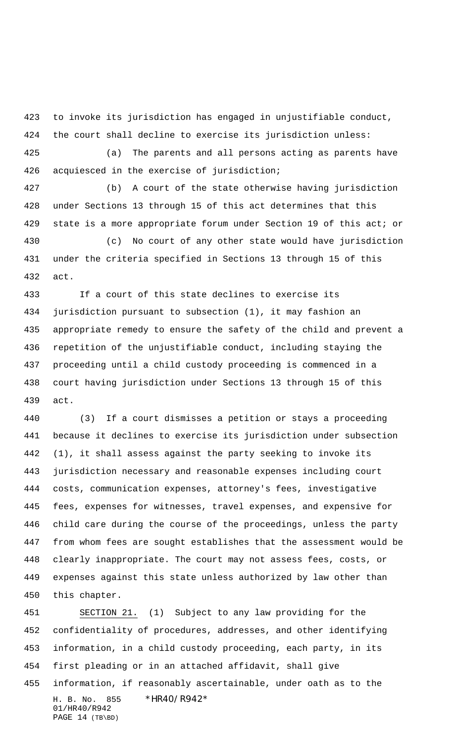to invoke its jurisdiction has engaged in unjustifiable conduct, the court shall decline to exercise its jurisdiction unless:

(a) The parents and all persons acting as parents have acquiesced in the exercise of jurisdiction;

(b) A court of the state otherwise having jurisdiction under Sections 13 through 15 of this act determines that this state is a more appropriate forum under Section 19 of this act; or

(c) No court of any other state would have jurisdiction under the criteria specified in Sections 13 through 15 of this act.

If a court of this state declines to exercise its jurisdiction pursuant to subsection (1), it may fashion an appropriate remedy to ensure the safety of the child and prevent a repetition of the unjustifiable conduct, including staying the proceeding until a child custody proceeding is commenced in a court having jurisdiction under Sections 13 through 15 of this act.

(3) If a court dismisses a petition or stays a proceeding because it declines to exercise its jurisdiction under subsection (1), it shall assess against the party seeking to invoke its jurisdiction necessary and reasonable expenses including court costs, communication expenses, attorney's fees, investigative fees, expenses for witnesses, travel expenses, and expensive for child care during the course of the proceedings, unless the party from whom fees are sought establishes that the assessment would be clearly inappropriate. The court may not assess fees, costs, or expenses against this state unless authorized by law other than this chapter.

SECTION 21. (1) Subject to any law providing for the confidentiality of procedures, addresses, and other identifying information, in a child custody proceeding, each party, in its first pleading or in an attached affidavit, shall give information, if reasonably ascertainable, under oath as to the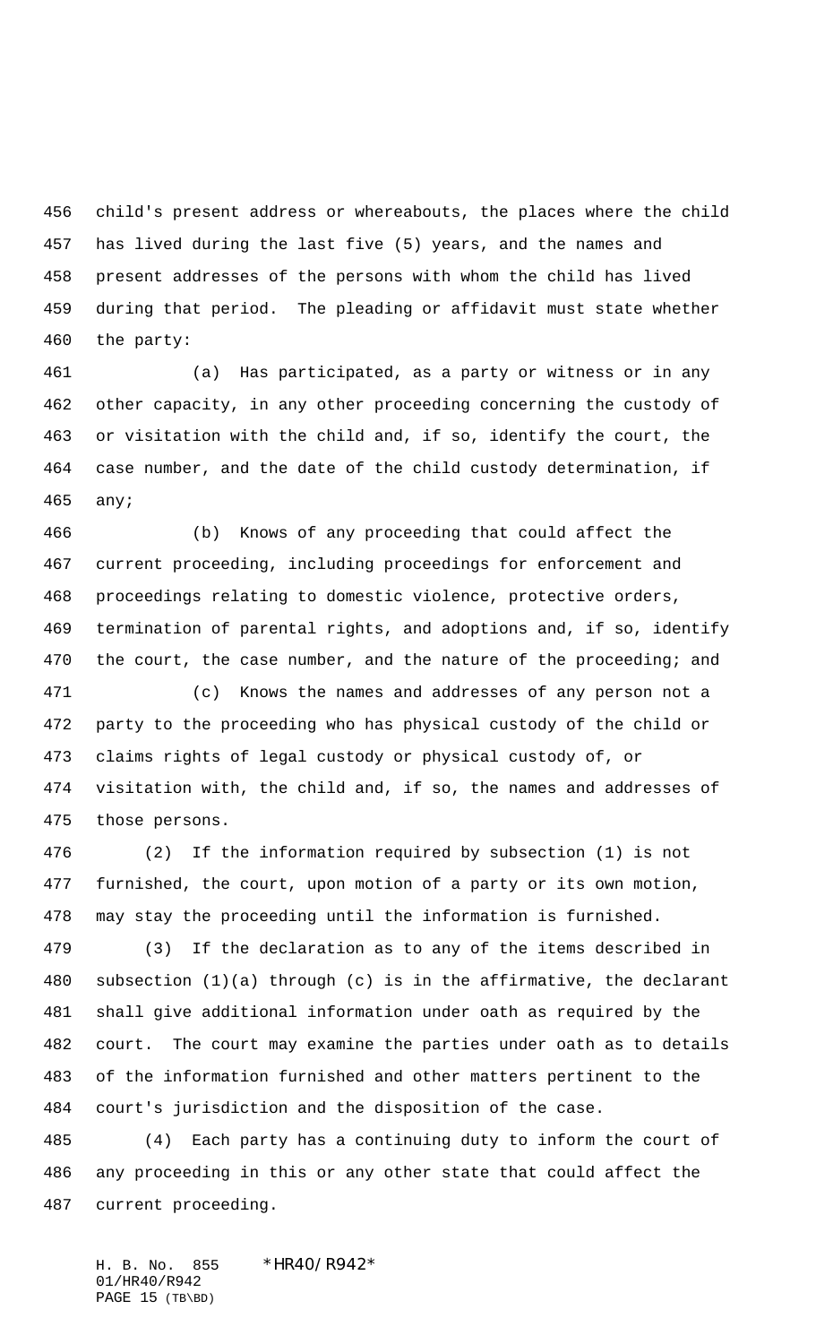child's present address or whereabouts, the places where the child has lived during the last five (5) years, and the names and present addresses of the persons with whom the child has lived during that period. The pleading or affidavit must state whether the party:

(a) Has participated, as a party or witness or in any other capacity, in any other proceeding concerning the custody of or visitation with the child and, if so, identify the court, the case number, and the date of the child custody determination, if any;

(b) Knows of any proceeding that could affect the current proceeding, including proceedings for enforcement and proceedings relating to domestic violence, protective orders, termination of parental rights, and adoptions and, if so, identify the court, the case number, and the nature of the proceeding; and

(c) Knows the names and addresses of any person not a party to the proceeding who has physical custody of the child or claims rights of legal custody or physical custody of, or visitation with, the child and, if so, the names and addresses of those persons.

(2) If the information required by subsection (1) is not furnished, the court, upon motion of a party or its own motion, may stay the proceeding until the information is furnished.

(3) If the declaration as to any of the items described in subsection (1)(a) through (c) is in the affirmative, the declarant shall give additional information under oath as required by the court. The court may examine the parties under oath as to details of the information furnished and other matters pertinent to the court's jurisdiction and the disposition of the case.

(4) Each party has a continuing duty to inform the court of any proceeding in this or any other state that could affect the current proceeding.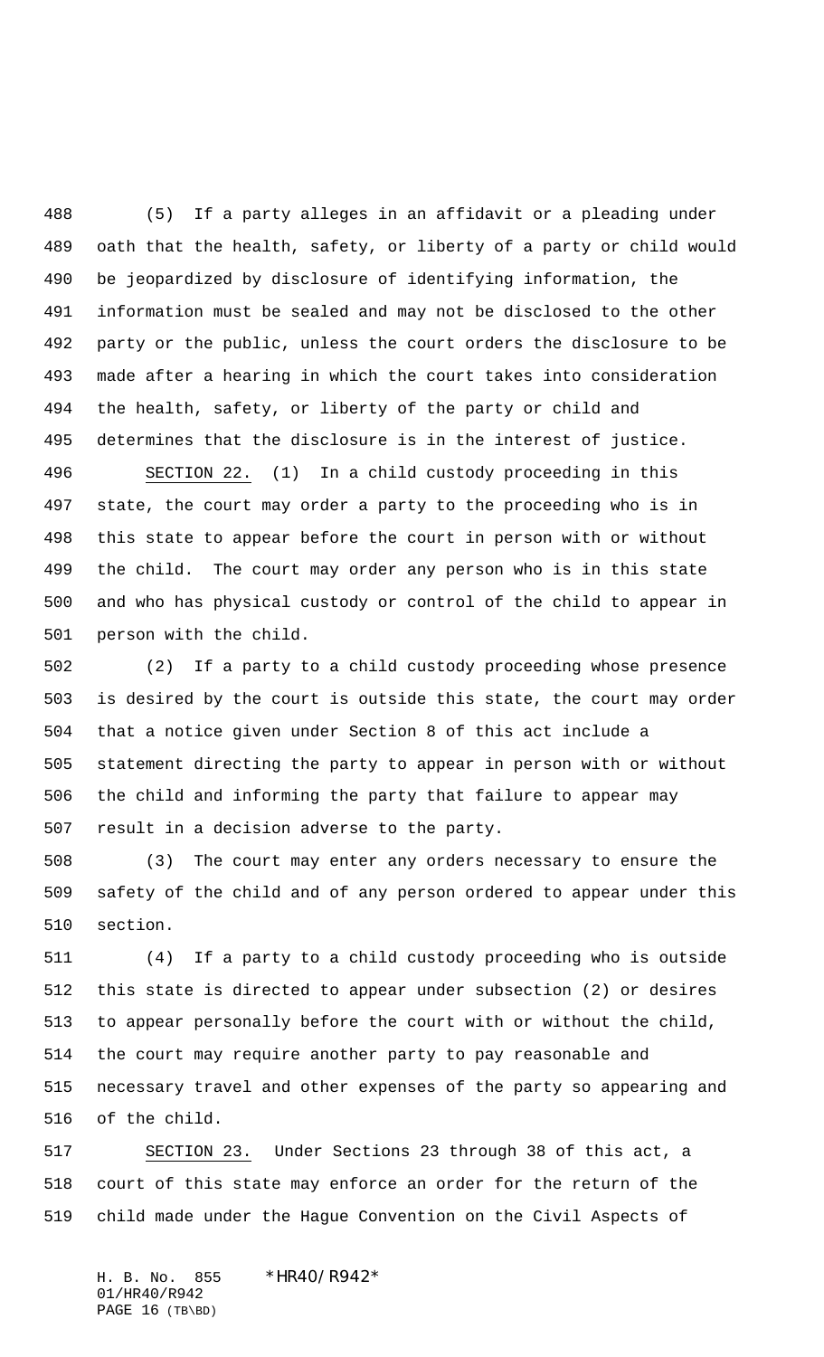(5) If a party alleges in an affidavit or a pleading under oath that the health, safety, or liberty of a party or child would be jeopardized by disclosure of identifying information, the information must be sealed and may not be disclosed to the other party or the public, unless the court orders the disclosure to be made after a hearing in which the court takes into consideration the health, safety, or liberty of the party or child and determines that the disclosure is in the interest of justice.

SECTION 22. (1) In a child custody proceeding in this state, the court may order a party to the proceeding who is in this state to appear before the court in person with or without the child. The court may order any person who is in this state and who has physical custody or control of the child to appear in person with the child.

(2) If a party to a child custody proceeding whose presence is desired by the court is outside this state, the court may order that a notice given under Section 8 of this act include a statement directing the party to appear in person with or without the child and informing the party that failure to appear may result in a decision adverse to the party.

(3) The court may enter any orders necessary to ensure the safety of the child and of any person ordered to appear under this section.

(4) If a party to a child custody proceeding who is outside this state is directed to appear under subsection (2) or desires to appear personally before the court with or without the child, the court may require another party to pay reasonable and necessary travel and other expenses of the party so appearing and of the child.

SECTION 23. Under Sections 23 through 38 of this act, a court of this state may enforce an order for the return of the child made under the Hague Convention on the Civil Aspects of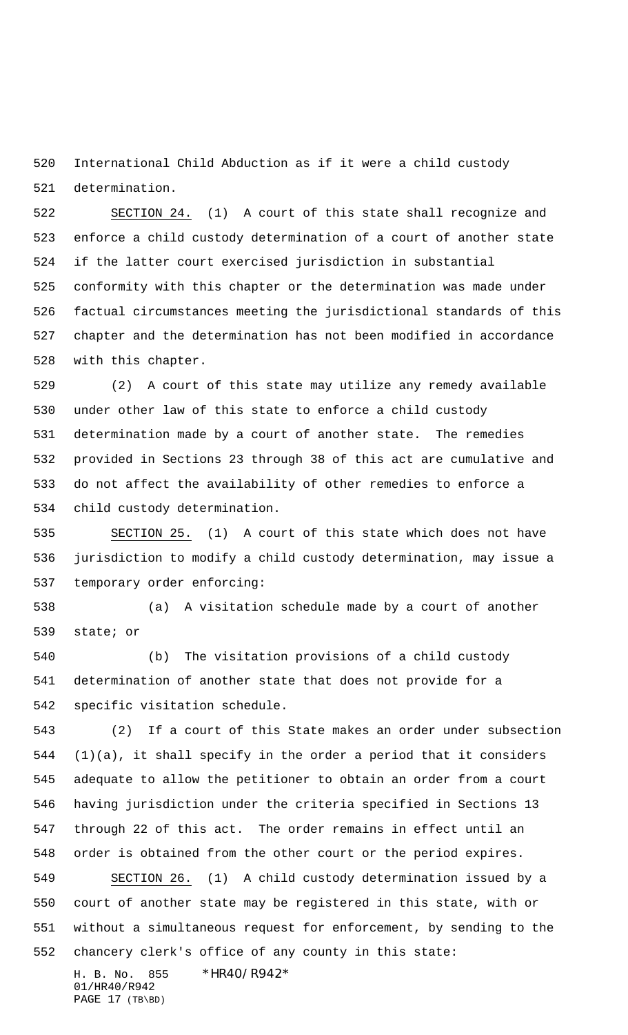International Child Abduction as if it were a child custody determination.

SECTION 24. (1) A court of this state shall recognize and enforce a child custody determination of a court of another state if the latter court exercised jurisdiction in substantial conformity with this chapter or the determination was made under factual circumstances meeting the jurisdictional standards of this chapter and the determination has not been modified in accordance with this chapter.

(2) A court of this state may utilize any remedy available under other law of this state to enforce a child custody determination made by a court of another state. The remedies provided in Sections 23 through 38 of this act are cumulative and do not affect the availability of other remedies to enforce a child custody determination.

SECTION 25. (1) A court of this state which does not have jurisdiction to modify a child custody determination, may issue a temporary order enforcing:

(a) A visitation schedule made by a court of another state; or

(b) The visitation provisions of a child custody determination of another state that does not provide for a specific visitation schedule.

(2) If a court of this State makes an order under subsection (1)(a), it shall specify in the order a period that it considers adequate to allow the petitioner to obtain an order from a court having jurisdiction under the criteria specified in Sections 13 through 22 of this act. The order remains in effect until an order is obtained from the other court or the period expires.

SECTION 26. (1) A child custody determination issued by a court of another state may be registered in this state, with or without a simultaneous request for enforcement, by sending to the chancery clerk's office of any county in this state: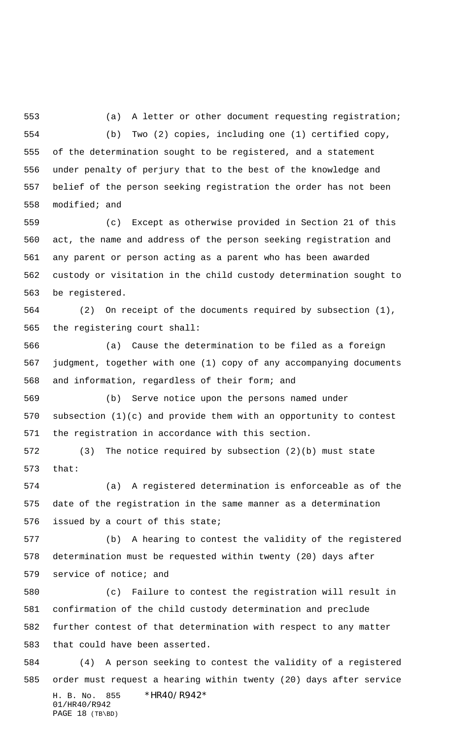(a) A letter or other document requesting registration;

(b) Two (2) copies, including one (1) certified copy, of the determination sought to be registered, and a statement under penalty of perjury that to the best of the knowledge and belief of the person seeking registration the order has not been modified; and

(c) Except as otherwise provided in Section 21 of this act, the name and address of the person seeking registration and any parent or person acting as a parent who has been awarded custody or visitation in the child custody determination sought to be registered.

(2) On receipt of the documents required by subsection (1), the registering court shall:

(a) Cause the determination to be filed as a foreign judgment, together with one (1) copy of any accompanying documents and information, regardless of their form; and

(b) Serve notice upon the persons named under subsection (1)(c) and provide them with an opportunity to contest the registration in accordance with this section.

(3) The notice required by subsection (2)(b) must state that:

(a) A registered determination is enforceable as of the date of the registration in the same manner as a determination issued by a court of this state;

(b) A hearing to contest the validity of the registered determination must be requested within twenty (20) days after service of notice; and

(c) Failure to contest the registration will result in confirmation of the child custody determination and preclude further contest of that determination with respect to any matter that could have been asserted.

(4) A person seeking to contest the validity of a registered order must request a hearing within twenty (20) days after service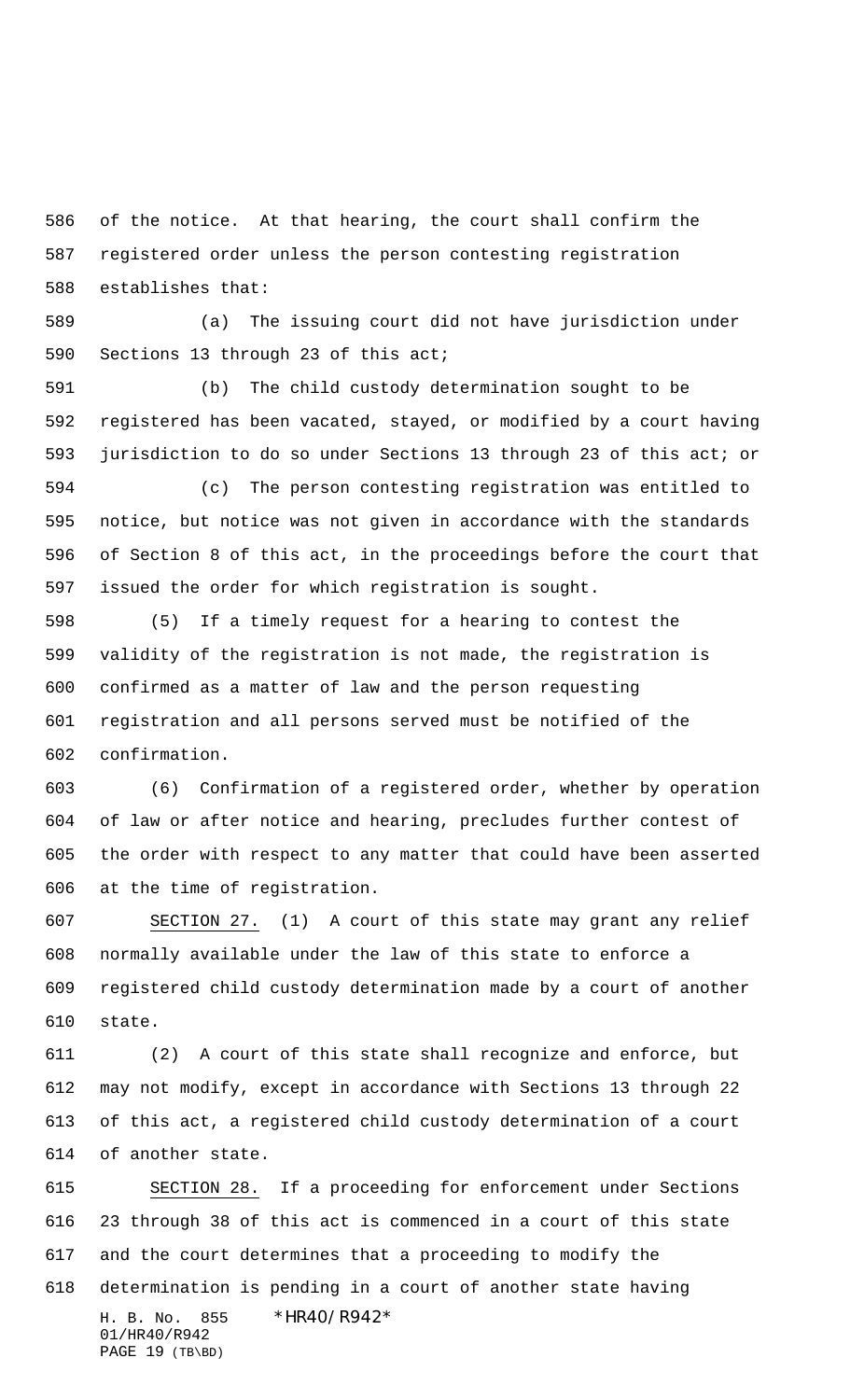of the notice. At that hearing, the court shall confirm the registered order unless the person contesting registration establishes that:

(a) The issuing court did not have jurisdiction under Sections 13 through 23 of this act;

(b) The child custody determination sought to be registered has been vacated, stayed, or modified by a court having jurisdiction to do so under Sections 13 through 23 of this act; or

(c) The person contesting registration was entitled to notice, but notice was not given in accordance with the standards of Section 8 of this act, in the proceedings before the court that issued the order for which registration is sought.

(5) If a timely request for a hearing to contest the validity of the registration is not made, the registration is confirmed as a matter of law and the person requesting registration and all persons served must be notified of the confirmation.

(6) Confirmation of a registered order, whether by operation of law or after notice and hearing, precludes further contest of the order with respect to any matter that could have been asserted at the time of registration.

SECTION 27. (1) A court of this state may grant any relief normally available under the law of this state to enforce a registered child custody determination made by a court of another state.

(2) A court of this state shall recognize and enforce, but may not modify, except in accordance with Sections 13 through 22 of this act, a registered child custody determination of a court of another state.

SECTION 28. If a proceeding for enforcement under Sections 23 through 38 of this act is commenced in a court of this state and the court determines that a proceeding to modify the determination is pending in a court of another state having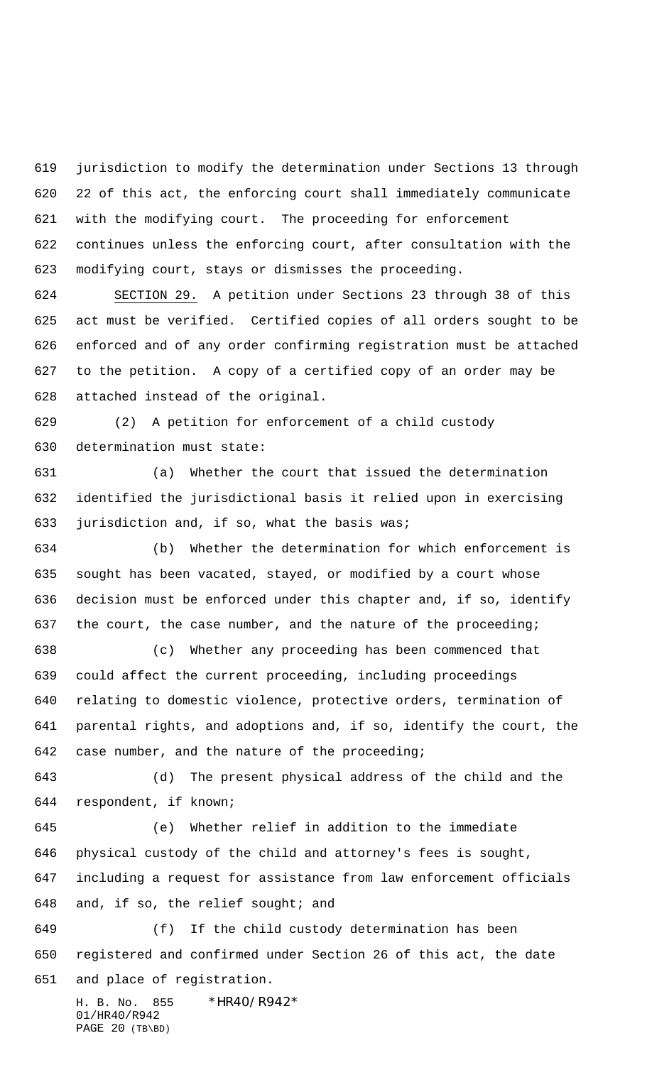jurisdiction to modify the determination under Sections 13 through 22 of this act, the enforcing court shall immediately communicate with the modifying court. The proceeding for enforcement continues unless the enforcing court, after consultation with the modifying court, stays or dismisses the proceeding.

SECTION 29. A petition under Sections 23 through 38 of this act must be verified. Certified copies of all orders sought to be enforced and of any order confirming registration must be attached to the petition. A copy of a certified copy of an order may be attached instead of the original.

(2) A petition for enforcement of a child custody determination must state:

(a) Whether the court that issued the determination identified the jurisdictional basis it relied upon in exercising jurisdiction and, if so, what the basis was;

(b) Whether the determination for which enforcement is sought has been vacated, stayed, or modified by a court whose decision must be enforced under this chapter and, if so, identify the court, the case number, and the nature of the proceeding;

(c) Whether any proceeding has been commenced that could affect the current proceeding, including proceedings relating to domestic violence, protective orders, termination of parental rights, and adoptions and, if so, identify the court, the case number, and the nature of the proceeding;

(d) The present physical address of the child and the respondent, if known;

(e) Whether relief in addition to the immediate physical custody of the child and attorney's fees is sought, including a request for assistance from law enforcement officials and, if so, the relief sought; and

(f) If the child custody determination has been registered and confirmed under Section 26 of this act, the date and place of registration.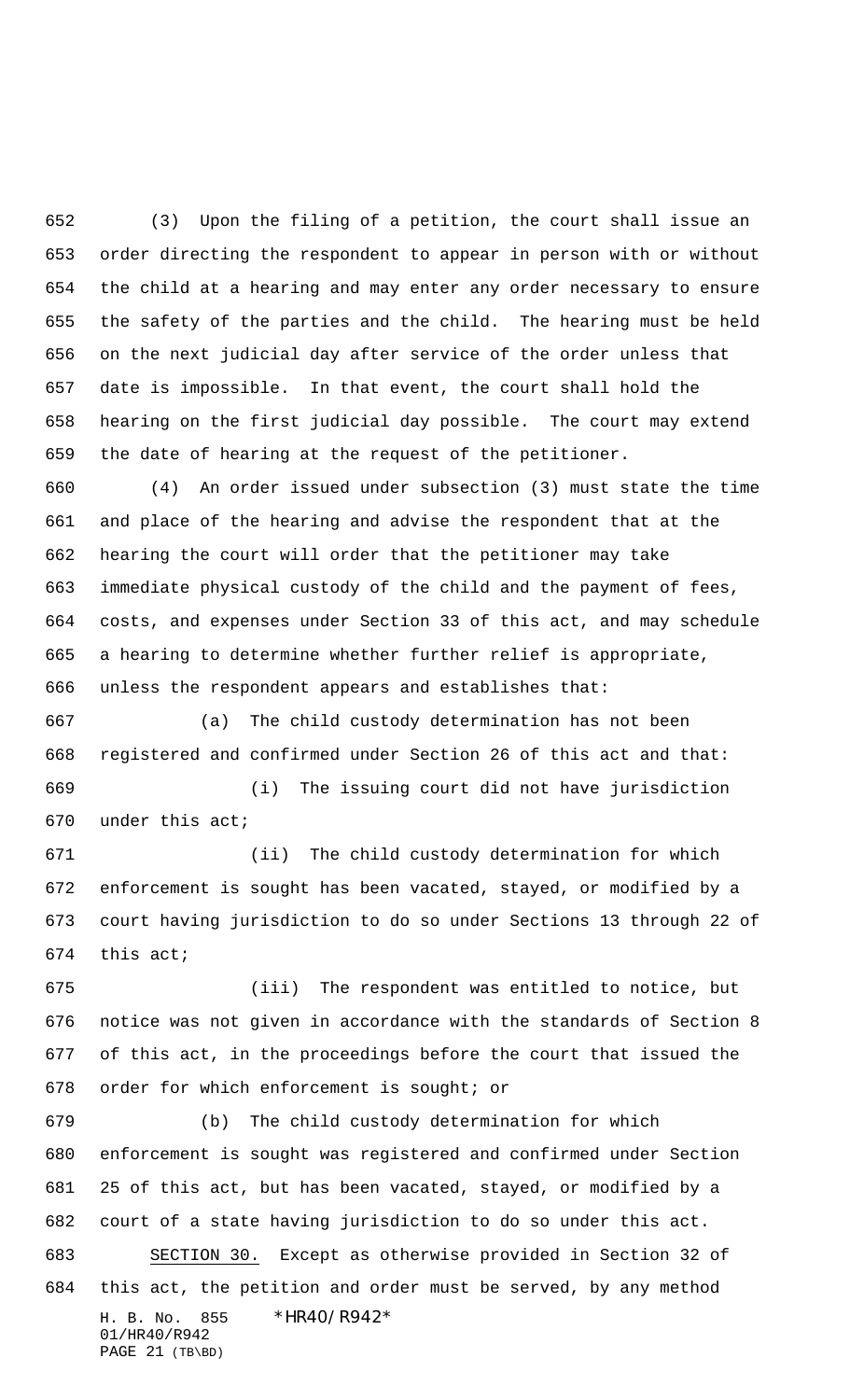(3) Upon the filing of a petition, the court shall issue an order directing the respondent to appear in person with or without the child at a hearing and may enter any order necessary to ensure the safety of the parties and the child. The hearing must be held on the next judicial day after service of the order unless that date is impossible. In that event, the court shall hold the hearing on the first judicial day possible. The court may extend the date of hearing at the request of the petitioner.

(4) An order issued under subsection (3) must state the time and place of the hearing and advise the respondent that at the hearing the court will order that the petitioner may take immediate physical custody of the child and the payment of fees, costs, and expenses under Section 33 of this act, and may schedule a hearing to determine whether further relief is appropriate, unless the respondent appears and establishes that:

(a) The child custody determination has not been registered and confirmed under Section 26 of this act and that:

(i) The issuing court did not have jurisdiction under this act;

(ii) The child custody determination for which enforcement is sought has been vacated, stayed, or modified by a court having jurisdiction to do so under Sections 13 through 22 of this act;

(iii) The respondent was entitled to notice, but notice was not given in accordance with the standards of Section 8 of this act, in the proceedings before the court that issued the order for which enforcement is sought; or

(b) The child custody determination for which enforcement is sought was registered and confirmed under Section 25 of this act, but has been vacated, stayed, or modified by a court of a state having jurisdiction to do so under this act.

SECTION 30. Except as otherwise provided in Section 32 of this act, the petition and order must be served, by any method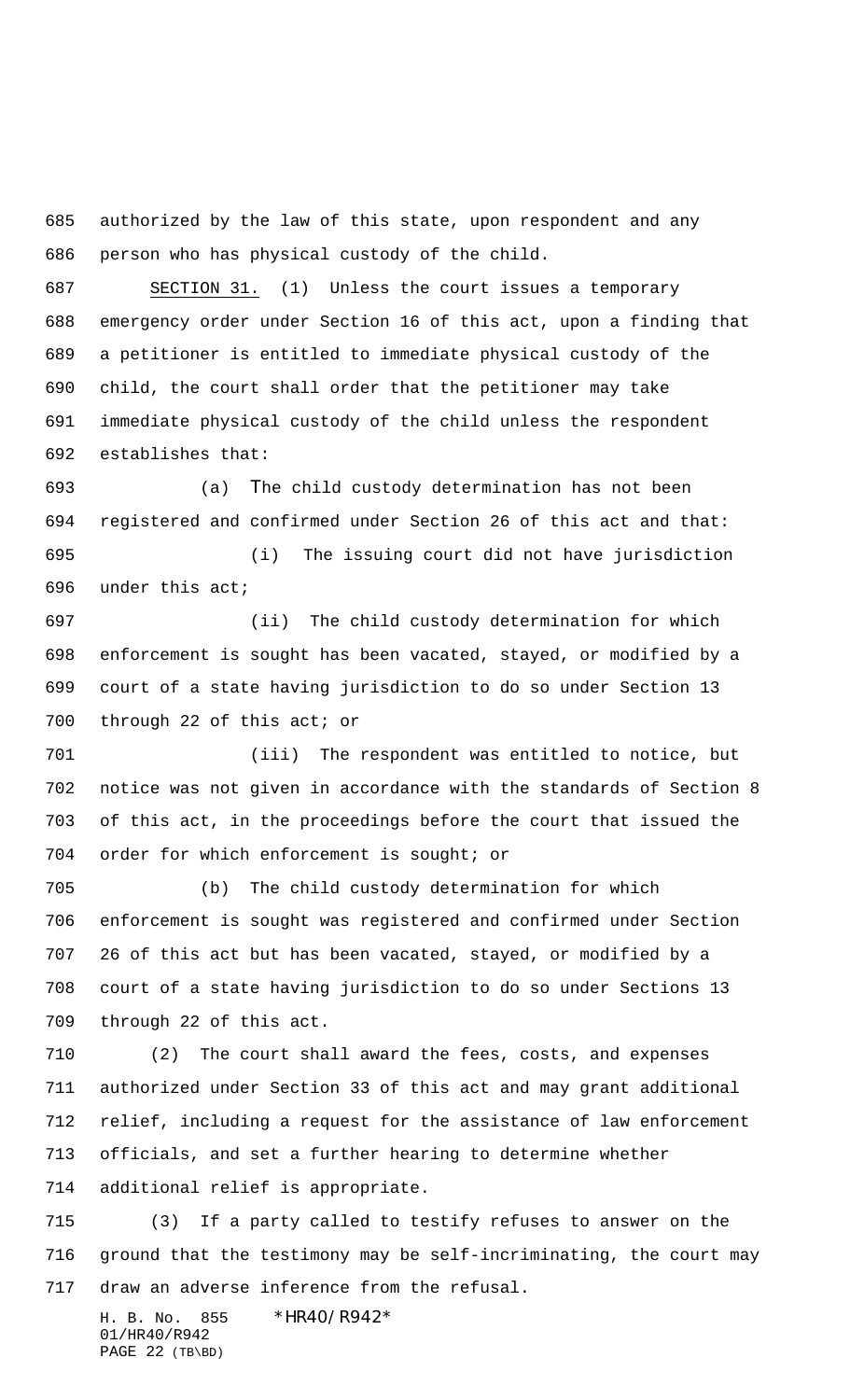authorized by the law of this state, upon respondent and any person who has physical custody of the child.

SECTION 31. (1) Unless the court issues a temporary emergency order under Section 16 of this act, upon a finding that a petitioner is entitled to immediate physical custody of the child, the court shall order that the petitioner may take immediate physical custody of the child unless the respondent establishes that:

(a) The child custody determination has not been registered and confirmed under Section 26 of this act and that:

(i) The issuing court did not have jurisdiction under this act;

(ii) The child custody determination for which enforcement is sought has been vacated, stayed, or modified by a court of a state having jurisdiction to do so under Section 13 through 22 of this act; or

(iii) The respondent was entitled to notice, but notice was not given in accordance with the standards of Section 8 of this act, in the proceedings before the court that issued the order for which enforcement is sought; or

(b) The child custody determination for which enforcement is sought was registered and confirmed under Section 26 of this act but has been vacated, stayed, or modified by a court of a state having jurisdiction to do so under Sections 13 through 22 of this act.

(2) The court shall award the fees, costs, and expenses authorized under Section 33 of this act and may grant additional relief, including a request for the assistance of law enforcement officials, and set a further hearing to determine whether additional relief is appropriate.

(3) If a party called to testify refuses to answer on the ground that the testimony may be self-incriminating, the court may draw an adverse inference from the refusal.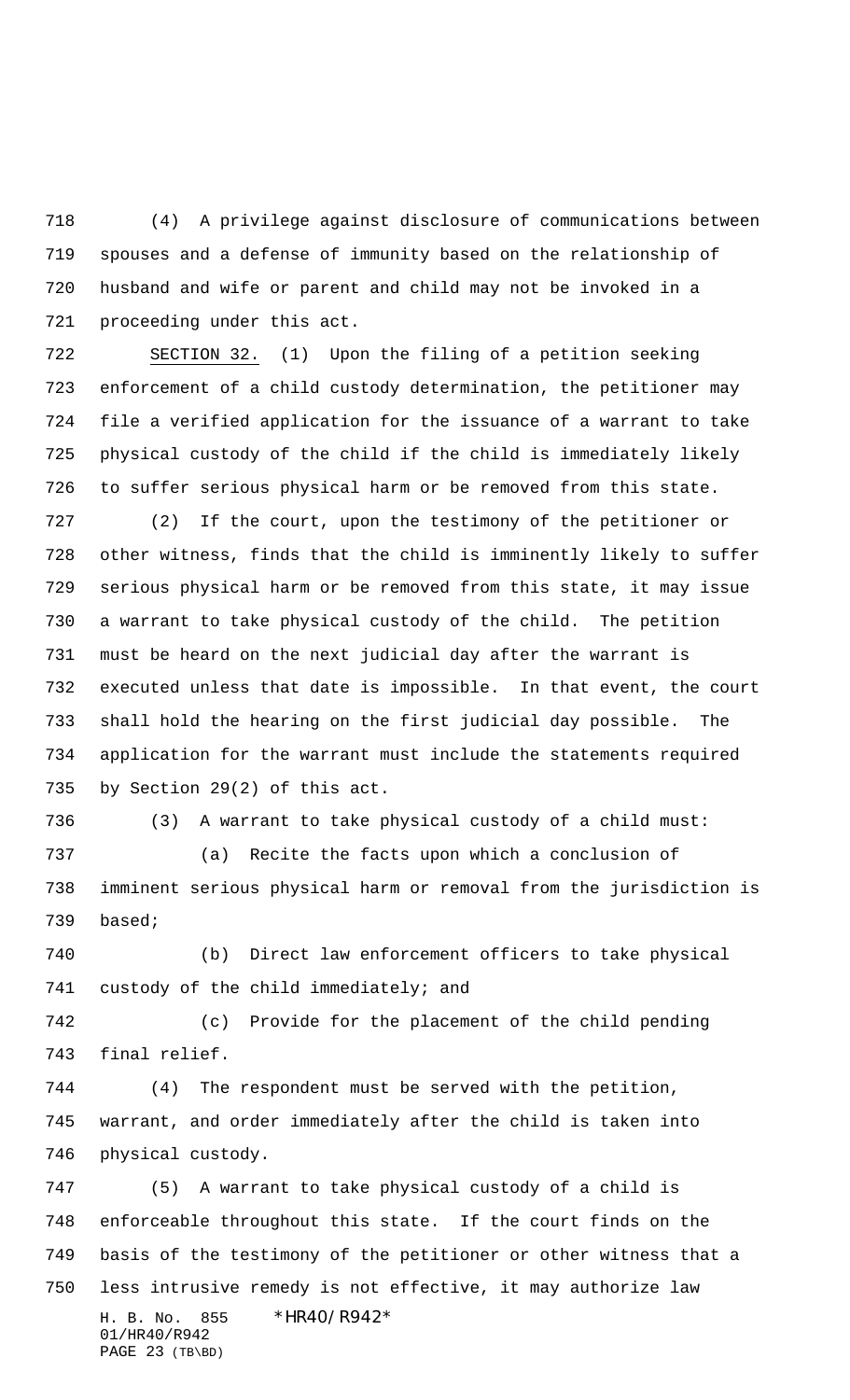(4) A privilege against disclosure of communications between spouses and a defense of immunity based on the relationship of husband and wife or parent and child may not be invoked in a proceeding under this act.

SECTION 32. (1) Upon the filing of a petition seeking enforcement of a child custody determination, the petitioner may file a verified application for the issuance of a warrant to take physical custody of the child if the child is immediately likely to suffer serious physical harm or be removed from this state.

(2) If the court, upon the testimony of the petitioner or other witness, finds that the child is imminently likely to suffer serious physical harm or be removed from this state, it may issue a warrant to take physical custody of the child. The petition must be heard on the next judicial day after the warrant is executed unless that date is impossible. In that event, the court shall hold the hearing on the first judicial day possible. The application for the warrant must include the statements required by Section 29(2) of this act.

(3) A warrant to take physical custody of a child must:

(a) Recite the facts upon which a conclusion of imminent serious physical harm or removal from the jurisdiction is based;

(b) Direct law enforcement officers to take physical custody of the child immediately; and

(c) Provide for the placement of the child pending final relief.

(4) The respondent must be served with the petition, warrant, and order immediately after the child is taken into physical custody.

(5) A warrant to take physical custody of a child is enforceable throughout this state. If the court finds on the basis of the testimony of the petitioner or other witness that a less intrusive remedy is not effective, it may authorize law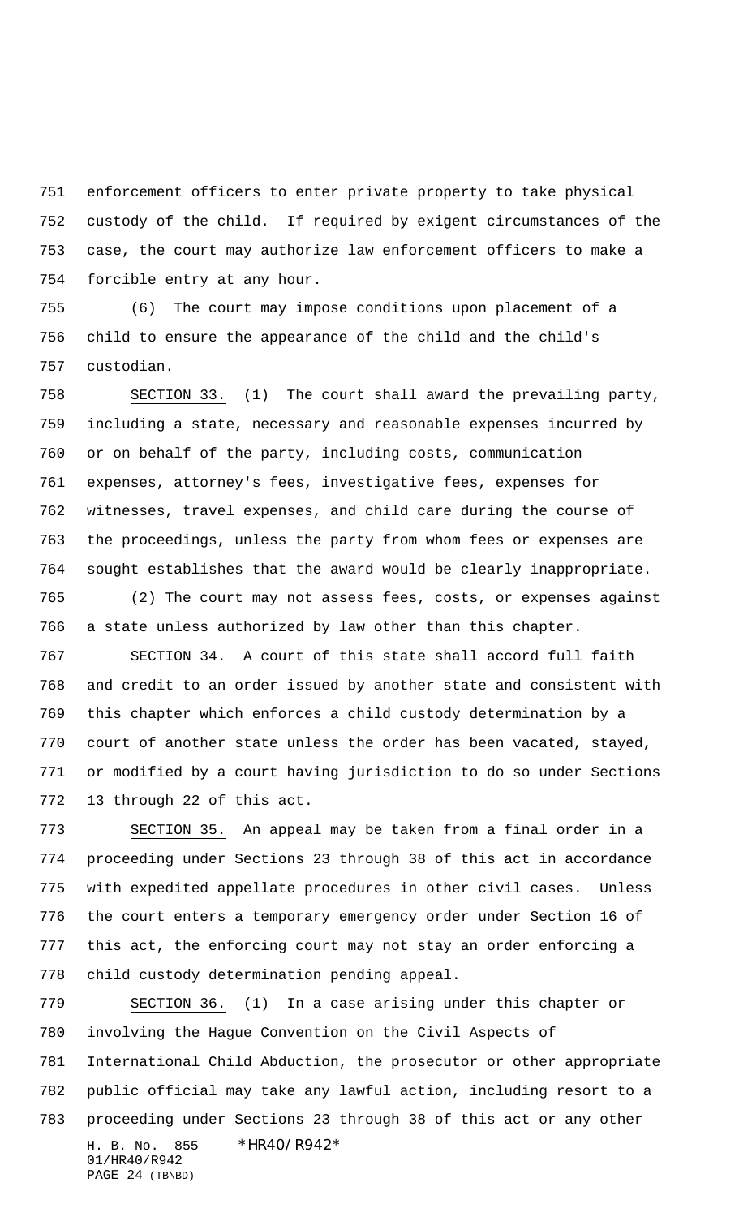enforcement officers to enter private property to take physical custody of the child. If required by exigent circumstances of the case, the court may authorize law enforcement officers to make a forcible entry at any hour.

(6) The court may impose conditions upon placement of a child to ensure the appearance of the child and the child's custodian.

SECTION 33. (1) The court shall award the prevailing party, including a state, necessary and reasonable expenses incurred by or on behalf of the party, including costs, communication expenses, attorney's fees, investigative fees, expenses for witnesses, travel expenses, and child care during the course of the proceedings, unless the party from whom fees or expenses are sought establishes that the award would be clearly inappropriate.

(2) The court may not assess fees, costs, or expenses against a state unless authorized by law other than this chapter.

SECTION 34. A court of this state shall accord full faith and credit to an order issued by another state and consistent with this chapter which enforces a child custody determination by a court of another state unless the order has been vacated, stayed, or modified by a court having jurisdiction to do so under Sections 13 through 22 of this act.

SECTION 35. An appeal may be taken from a final order in a proceeding under Sections 23 through 38 of this act in accordance with expedited appellate procedures in other civil cases. Unless the court enters a temporary emergency order under Section 16 of this act, the enforcing court may not stay an order enforcing a child custody determination pending appeal.

SECTION 36. (1) In a case arising under this chapter or involving the Hague Convention on the Civil Aspects of International Child Abduction, the prosecutor or other appropriate public official may take any lawful action, including resort to a proceeding under Sections 23 through 38 of this act or any other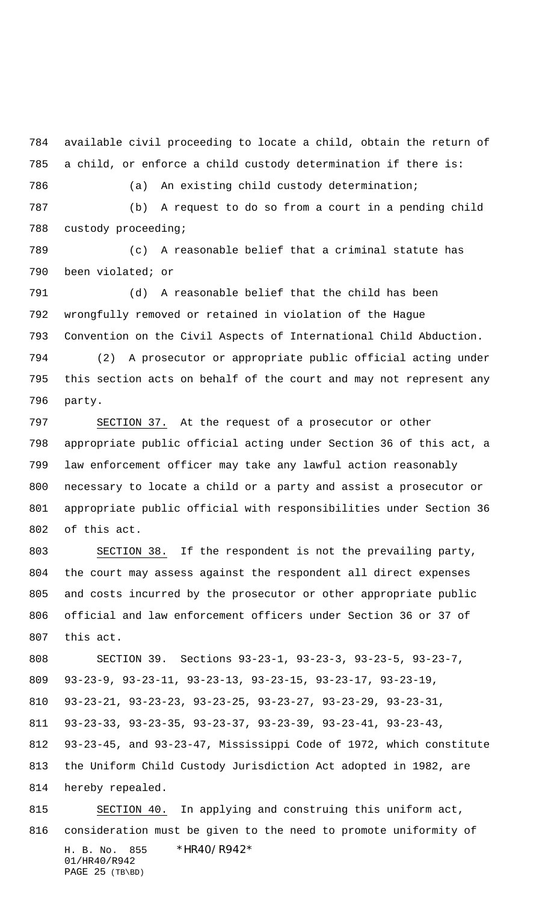available civil proceeding to locate a child, obtain the return of a child, or enforce a child custody determination if there is:

(a) An existing child custody determination;

(b) A request to do so from a court in a pending child custody proceeding;

(c) A reasonable belief that a criminal statute has been violated; or

(d) A reasonable belief that the child has been wrongfully removed or retained in violation of the Hague Convention on the Civil Aspects of International Child Abduction.

(2) A prosecutor or appropriate public official acting under this section acts on behalf of the court and may not represent any party.

SECTION 37. At the request of a prosecutor or other appropriate public official acting under Section 36 of this act, a law enforcement officer may take any lawful action reasonably necessary to locate a child or a party and assist a prosecutor or appropriate public official with responsibilities under Section 36 of this act.

SECTION 38. If the respondent is not the prevailing party, the court may assess against the respondent all direct expenses and costs incurred by the prosecutor or other appropriate public official and law enforcement officers under Section 36 or 37 of this act.

SECTION 39. Sections 93-23-1, 93-23-3, 93-23-5, 93-23-7, 93-23-9, 93-23-11, 93-23-13, 93-23-15, 93-23-17, 93-23-19, 93-23-21, 93-23-23, 93-23-25, 93-23-27, 93-23-29, 93-23-31, 93-23-33, 93-23-35, 93-23-37, 93-23-39, 93-23-41, 93-23-43, 93-23-45, and 93-23-47, Mississippi Code of 1972, which constitute the Uniform Child Custody Jurisdiction Act adopted in 1982, are hereby repealed.

SECTION 40. In applying and construing this uniform act, consideration must be given to the need to promote uniformity of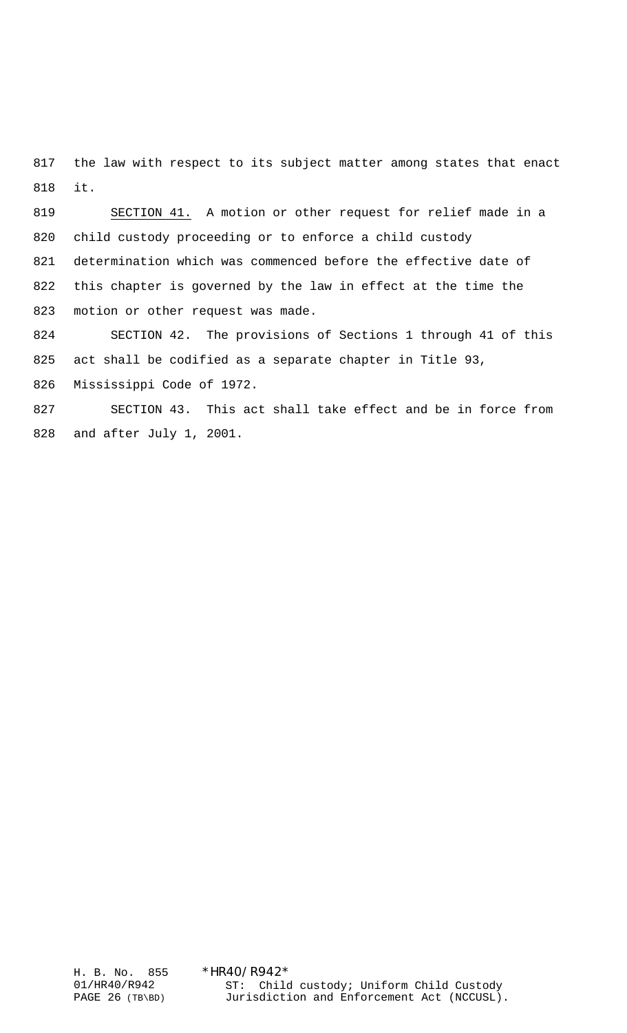the law with respect to its subject matter among states that enact it.

SECTION 41. A motion or other request for relief made in a child custody proceeding or to enforce a child custody determination which was commenced before the effective date of this chapter is governed by the law in effect at the time the motion or other request was made.

SECTION 42. The provisions of Sections 1 through 41 of this act shall be codified as a separate chapter in Title 93, Mississippi Code of 1972.

SECTION 43. This act shall take effect and be in force from and after July 1, 2001.